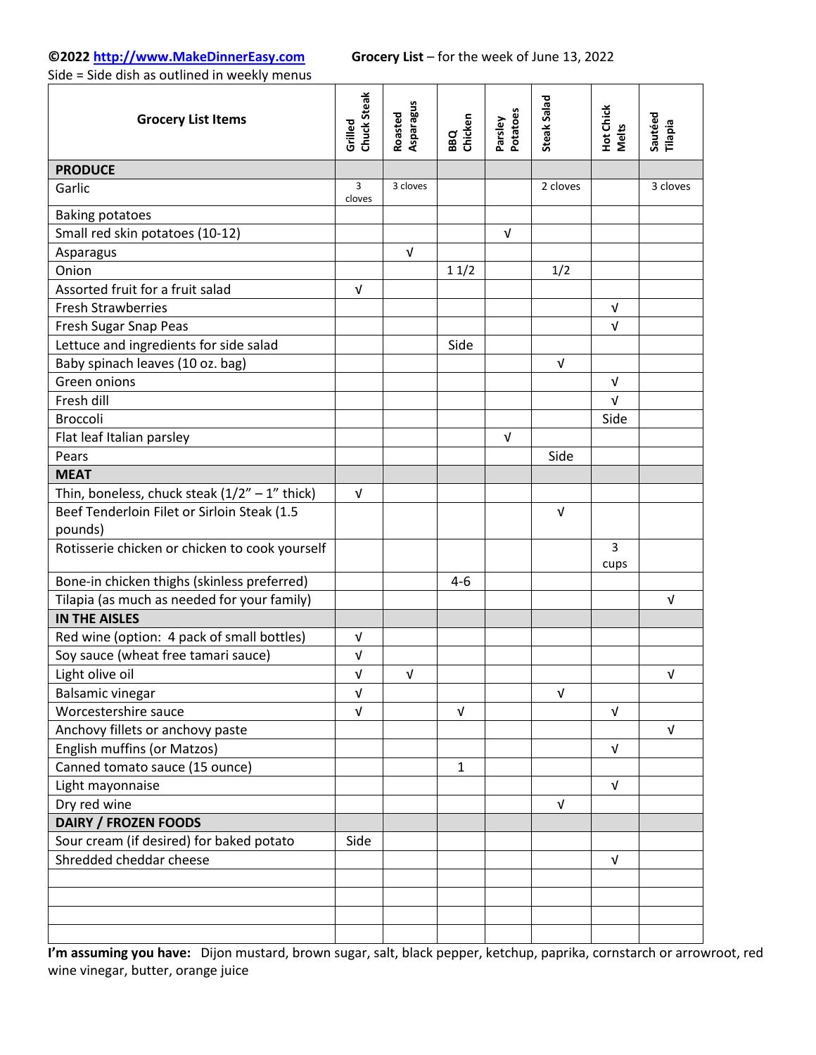**©2022 http://www.MakeDinnerEasy.com** **Grocery List** – for the week of June 13, 2022

Side = Side dish as outlined in weekly menus

| Grocery List Items | Grilled Chuck Steak | Roasted Asparagus | BBQ Chicken | Parsley Potatoes | Steak Salad | Hot Chick Melts | Sautéed Tilapia |
|---|---|---|---|---|---|---|---|
| **PRODUCE** | | | | | | | |
| Garlic | 3 cloves | 3 cloves | | | 2 cloves | | 3 cloves |
| Baking potatoes | | | | | | | |
| Small red skin potatoes (10-12) | | | | √ | | | |
| Asparagus | | √ | | | | | |
| Onion | | | 1 1/2 | | 1/2 | | |
| Assorted fruit for a fruit salad | √ | | | | | | |
| Fresh Strawberries | | | | | | √ | |
| Fresh Sugar Snap Peas | | | | | | √ | |
| Lettuce and ingredients for side salad | | | Side | | | | |
| Baby spinach leaves (10 oz. bag) | | | | | √ | | |
| Green onions | | | | | | √ | |
| Fresh dill | | | | | | √ | |
| Broccoli | | | | | | Side | |
| Flat leaf Italian parsley | | | | √ | | | |
| Pears | | | | | Side | | |
| **MEAT** | | | | | | | |
| Thin, boneless, chuck steak (1/2" – 1" thick) | √ | | | | | | |
| Beef Tenderloin Filet or Sirloin Steak (1.5 pounds) | | | | | √ | | |
| Rotisserie chicken or chicken to cook yourself | | | | | | 3 cups | |
| Bone-in chicken thighs (skinless preferred) | | | 4-6 | | | | |
| Tilapia (as much as needed for your family) | | | | | | | √ |
| **IN THE AISLES** | | | | | | | |
| Red wine (option: 4 pack of small bottles) | √ | | | | | | |
| Soy sauce (wheat free tamari sauce) | √ | | | | | | |
| Light olive oil | √ | √ | | | | | √ |
| Balsamic vinegar | √ | | | | √ | | |
| Worcestershire sauce | √ | | √ | | | √ | |
| Anchovy fillets or anchovy paste | | | | | | | √ |
| English muffins (or Matzos) | | | | | | √ | |
| Canned tomato sauce (15 ounce) | | | 1 | | | | |
| Light mayonnaise | | | | | | √ | |
| Dry red wine | | | | | √ | | |
| **DAIRY / FROZEN FOODS** | | | | | | | |
| Sour cream (if desired) for baked potato | Side | | | | | | |
| Shredded cheddar cheese | | | | | | √ | |
| | | | | | | | |
| | | | | | | | |
| | | | | | | | |
| | | | | | | | |

**I'm assuming you have:** Dijon mustard, brown sugar, salt, black pepper, ketchup, paprika, cornstarch or arrowroot, red wine vinegar, butter, orange juice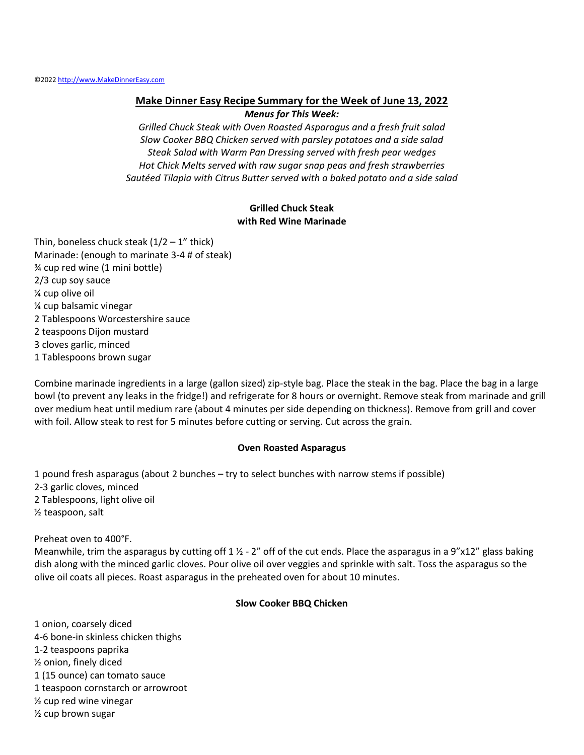©2022 http://www.MakeDinnerEasy.com

## Make Dinner Easy Recipe Summary for the Week of June 13, 2022

***Menus for This Week:***

*Grilled Chuck Steak with Oven Roasted Asparagus and a fresh fruit salad*
*Slow Cooker BBQ Chicken served with parsley potatoes and a side salad*
*Steak Salad with Warm Pan Dressing served with fresh pear wedges*
*Hot Chick Melts served with raw sugar snap peas and fresh strawberries*
*Sautéed Tilapia with Citrus Butter served with a baked potato and a side salad*

### Grilled Chuck Steak with Red Wine Marinade

Thin, boneless chuck steak (1/2 – 1" thick)
Marinade: (enough to marinate 3-4 # of steak)
¾ cup red wine (1 mini bottle)
2/3 cup soy sauce
¼ cup olive oil
¼ cup balsamic vinegar
2 Tablespoons Worcestershire sauce
2 teaspoons Dijon mustard
3 cloves garlic, minced
1 Tablespoons brown sugar

Combine marinade ingredients in a large (gallon sized) zip-style bag. Place the steak in the bag. Place the bag in a large bowl (to prevent any leaks in the fridge!) and refrigerate for 8 hours or overnight. Remove steak from marinade and grill over medium heat until medium rare (about 4 minutes per side depending on thickness). Remove from grill and cover with foil. Allow steak to rest for 5 minutes before cutting or serving. Cut across the grain.

### Oven Roasted Asparagus

1 pound fresh asparagus (about 2 bunches – try to select bunches with narrow stems if possible)
2-3 garlic cloves, minced
2 Tablespoons, light olive oil
½ teaspoon, salt

Preheat oven to 400°F.
Meanwhile, trim the asparagus by cutting off 1 ½ - 2" off of the cut ends. Place the asparagus in a 9"x12" glass baking dish along with the minced garlic cloves. Pour olive oil over veggies and sprinkle with salt. Toss the asparagus so the olive oil coats all pieces. Roast asparagus in the preheated oven for about 10 minutes.

### Slow Cooker BBQ Chicken

1 onion, coarsely diced
4-6 bone-in skinless chicken thighs
1-2 teaspoons paprika
½ onion, finely diced
1 (15 ounce) can tomato sauce
1 teaspoon cornstarch or arrowroot
½ cup red wine vinegar
½ cup brown sugar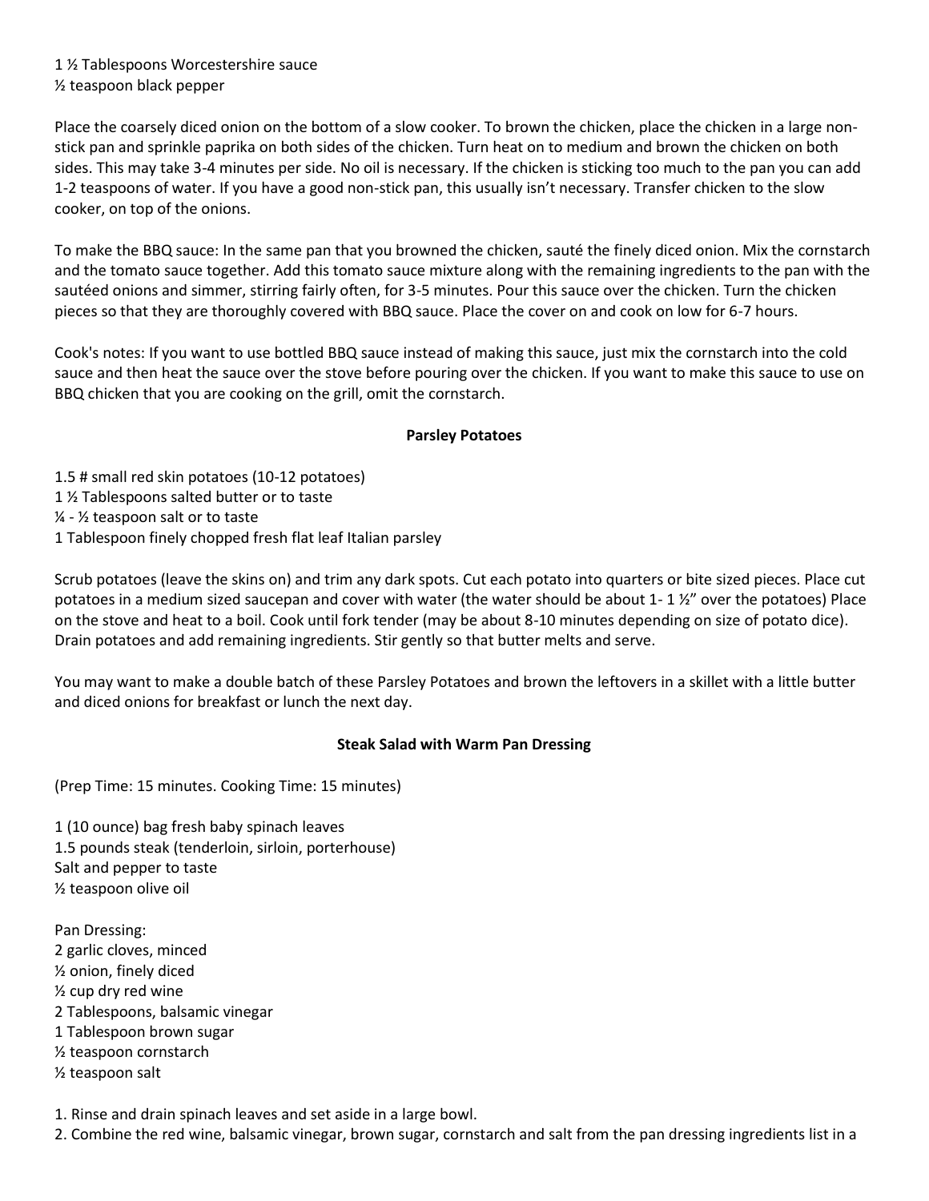1 ½ Tablespoons Worcestershire sauce
½ teaspoon black pepper

Place the coarsely diced onion on the bottom of a slow cooker. To brown the chicken, place the chicken in a large non-stick pan and sprinkle paprika on both sides of the chicken. Turn heat on to medium and brown the chicken on both sides. This may take 3-4 minutes per side. No oil is necessary. If the chicken is sticking too much to the pan you can add 1-2 teaspoons of water. If you have a good non-stick pan, this usually isn't necessary. Transfer chicken to the slow cooker, on top of the onions.

To make the BBQ sauce: In the same pan that you browned the chicken, sauté the finely diced onion. Mix the cornstarch and the tomato sauce together. Add this tomato sauce mixture along with the remaining ingredients to the pan with the sautéed onions and simmer, stirring fairly often, for 3-5 minutes. Pour this sauce over the chicken. Turn the chicken pieces so that they are thoroughly covered with BBQ sauce. Place the cover on and cook on low for 6-7 hours.

Cook's notes: If you want to use bottled BBQ sauce instead of making this sauce, just mix the cornstarch into the cold sauce and then heat the sauce over the stove before pouring over the chicken. If you want to make this sauce to use on BBQ chicken that you are cooking on the grill, omit the cornstarch.

**Parsley Potatoes**

1.5 # small red skin potatoes (10-12 potatoes)
1 ½ Tablespoons salted butter or to taste
¼ - ½ teaspoon salt or to taste
1 Tablespoon finely chopped fresh flat leaf Italian parsley

Scrub potatoes (leave the skins on) and trim any dark spots. Cut each potato into quarters or bite sized pieces. Place cut potatoes in a medium sized saucepan and cover with water (the water should be about 1- 1 ½" over the potatoes) Place on the stove and heat to a boil. Cook until fork tender (may be about 8-10 minutes depending on size of potato dice). Drain potatoes and add remaining ingredients. Stir gently so that butter melts and serve.

You may want to make a double batch of these Parsley Potatoes and brown the leftovers in a skillet with a little butter and diced onions for breakfast or lunch the next day.

**Steak Salad with Warm Pan Dressing**

(Prep Time: 15 minutes. Cooking Time: 15 minutes)

1 (10 ounce) bag fresh baby spinach leaves
1.5 pounds steak (tenderloin, sirloin, porterhouse)
Salt and pepper to taste
½ teaspoon olive oil

Pan Dressing:
2 garlic cloves, minced
½ onion, finely diced
½ cup dry red wine
2 Tablespoons, balsamic vinegar
1 Tablespoon brown sugar
½ teaspoon cornstarch
½ teaspoon salt

1. Rinse and drain spinach leaves and set aside in a large bowl.
2. Combine the red wine, balsamic vinegar, brown sugar, cornstarch and salt from the pan dressing ingredients list in a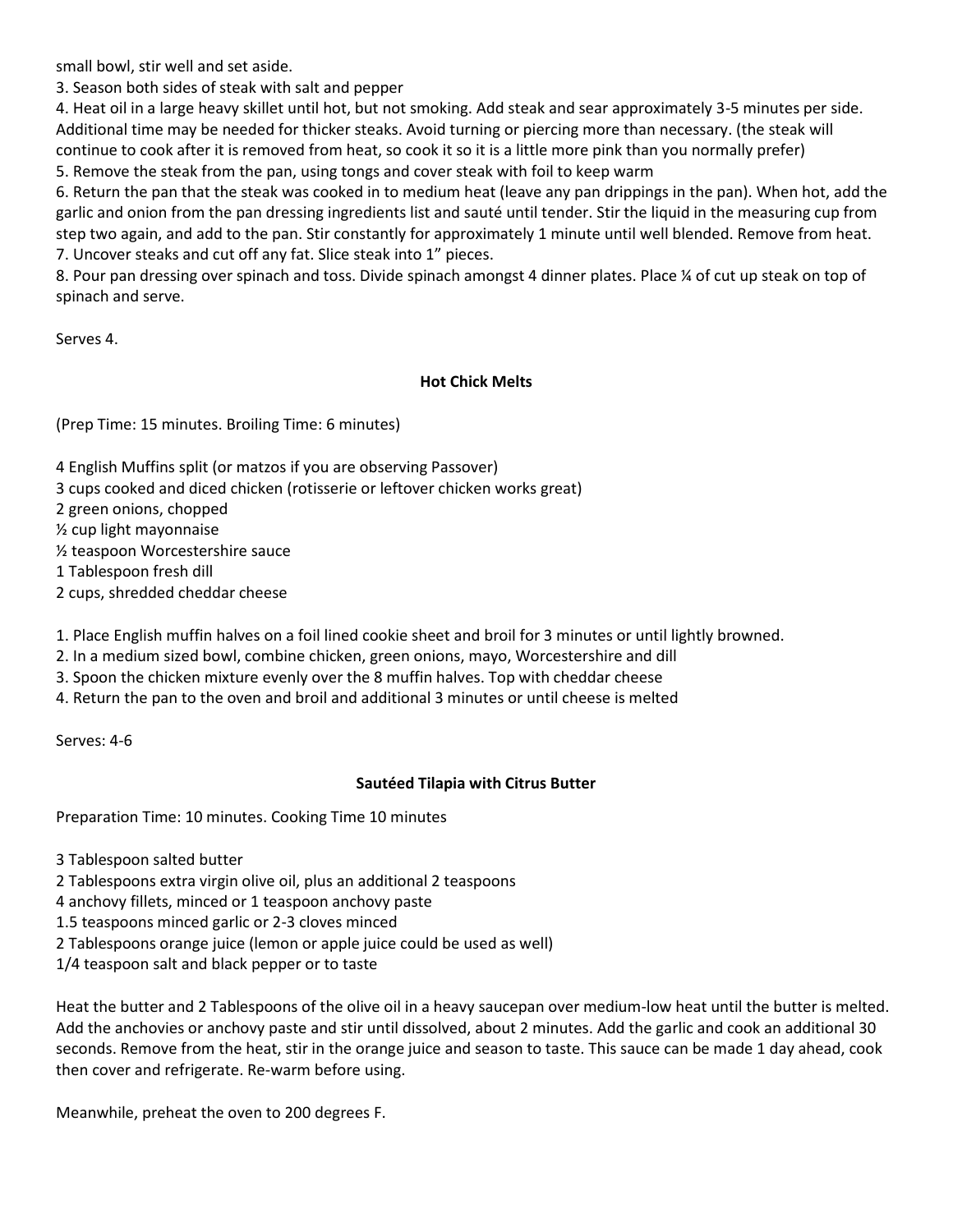small bowl, stir well and set aside.

3. Season both sides of steak with salt and pepper
4. Heat oil in a large heavy skillet until hot, but not smoking. Add steak and sear approximately 3-5 minutes per side. Additional time may be needed for thicker steaks. Avoid turning or piercing more than necessary. (the steak will continue to cook after it is removed from heat, so cook it so it is a little more pink than you normally prefer)
5. Remove the steak from the pan, using tongs and cover steak with foil to keep warm
6. Return the pan that the steak was cooked in to medium heat (leave any pan drippings in the pan). When hot, add the garlic and onion from the pan dressing ingredients list and sauté until tender. Stir the liquid in the measuring cup from step two again, and add to the pan. Stir constantly for approximately 1 minute until well blended. Remove from heat.
7. Uncover steaks and cut off any fat. Slice steak into 1" pieces.
8. Pour pan dressing over spinach and toss. Divide spinach amongst 4 dinner plates. Place ¼ of cut up steak on top of spinach and serve.

Serves 4.

## Hot Chick Melts

(Prep Time: 15 minutes. Broiling Time: 6 minutes)

4 English Muffins split (or matzos if you are observing Passover)
3 cups cooked and diced chicken (rotisserie or leftover chicken works great)
2 green onions, chopped
½ cup light mayonnaise
½ teaspoon Worcestershire sauce
1 Tablespoon fresh dill
2 cups, shredded cheddar cheese

1. Place English muffin halves on a foil lined cookie sheet and broil for 3 minutes or until lightly browned.
2. In a medium sized bowl, combine chicken, green onions, mayo, Worcestershire and dill
3. Spoon the chicken mixture evenly over the 8 muffin halves. Top with cheddar cheese
4. Return the pan to the oven and broil and additional 3 minutes or until cheese is melted

Serves: 4-6

## Sautéed Tilapia with Citrus Butter

Preparation Time: 10 minutes. Cooking Time 10 minutes

3 Tablespoon salted butter
2 Tablespoons extra virgin olive oil, plus an additional 2 teaspoons
4 anchovy fillets, minced or 1 teaspoon anchovy paste
1.5 teaspoons minced garlic or 2-3 cloves minced
2 Tablespoons orange juice (lemon or apple juice could be used as well)
1/4 teaspoon salt and black pepper or to taste

Heat the butter and 2 Tablespoons of the olive oil in a heavy saucepan over medium-low heat until the butter is melted. Add the anchovies or anchovy paste and stir until dissolved, about 2 minutes. Add the garlic and cook an additional 30 seconds. Remove from the heat, stir in the orange juice and season to taste. This sauce can be made 1 day ahead, cook then cover and refrigerate. Re-warm before using.

Meanwhile, preheat the oven to 200 degrees F.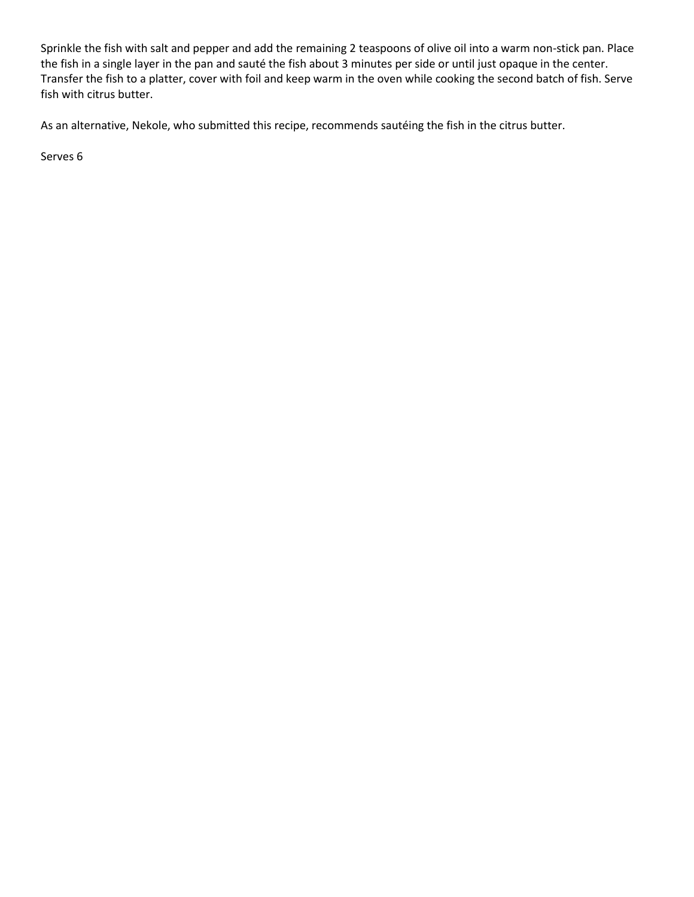Sprinkle the fish with salt and pepper and add the remaining 2 teaspoons of olive oil into a warm non-stick pan. Place the fish in a single layer in the pan and sauté the fish about 3 minutes per side or until just opaque in the center. Transfer the fish to a platter, cover with foil and keep warm in the oven while cooking the second batch of fish. Serve fish with citrus butter.

As an alternative, Nekole, who submitted this recipe, recommends sautéing the fish in the citrus butter.

Serves 6